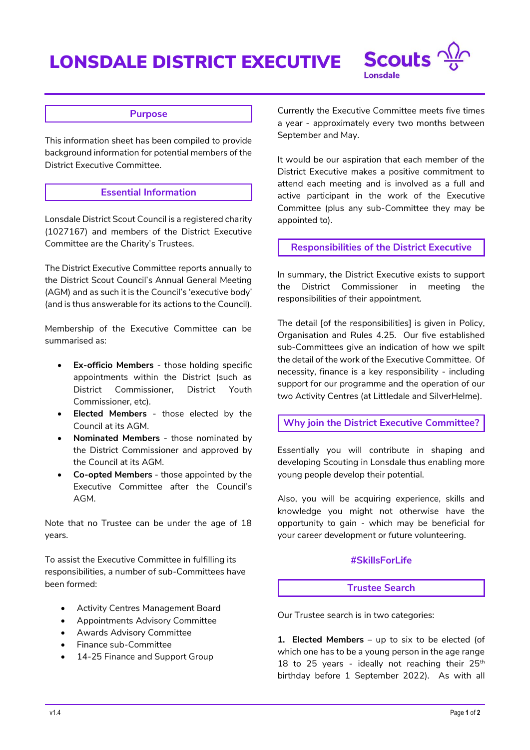# LONSDALE DISTRICT EXECUTIVE

Scouts Lonsdale

## Purpose

This information sheet has been compiled to provide background information for potential members of the District Executive Committee.

## Essential Information

Lonsdale District Scout Council is a registered charity (1027167) and members of the District Executive Committee are the Charity's Trustees.

The District Executive Committee reports annually to the District Scout Council's Annual General Meeting (AGM) and as such it is the Council's 'executive body' (and is thus answerable for its actions to the Council).

Membership of the Executive Committee can be summarised as:

- **Ex-officio Members** - those holding specific appointments within the District (such as District Commissioner, District Youth Commissioner, etc).
- **Elected Members** - those elected by the Council at its AGM.
- **Nominated Members** - those nominated by the District Commissioner and approved by the Council at its AGM.
- **Co-opted Members** - those appointed by the Executive Committee after the Council's AGM.

Note that no Trustee can be under the age of 18 years.

To assist the Executive Committee in fulfilling its responsibilities, a number of sub-Committees have been formed:

- Activity Centres Management Board
- Appointments Advisory Committee
- Awards Advisory Committee
- Finance sub-Committee
- 14-25 Finance and Support Group

Currently the Executive Committee meets five times a year - approximately every two months between September and May.

It would be our aspiration that each member of the District Executive makes a positive commitment to attend each meeting and is involved as a full and active participant in the work of the Executive Committee (plus any sub-Committee they may be appointed to).

## Responsibilities of the District Executive

In summary, the District Executive exists to support the District Commissioner in meeting the responsibilities of their appointment.

The detail [of the responsibilities] is given in Policy, Organisation and Rules 4.25. Our five established sub-Committees give an indication of how we spilt the detail of the work of the Executive Committee. Of necessity, finance is a key responsibility - including support for our programme and the operation of our two Activity Centres (at Littledale and SilverHelme).

## Why join the District Executive Committee?

Essentially you will contribute in shaping and developing Scouting in Lonsdale thus enabling more young people develop their potential.

Also, you will be acquiring experience, skills and knowledge you might not otherwise have the opportunity to gain - which may be beneficial for your career development or future volunteering.

**#SkillsForLife**

## Trustee Search

Our Trustee search is in two categories:

**1. Elected Members** – up to six to be elected (of which one has to be a young person in the age range 18 to 25 years - ideally not reaching their 25th birthday before 1 September 2022). As with all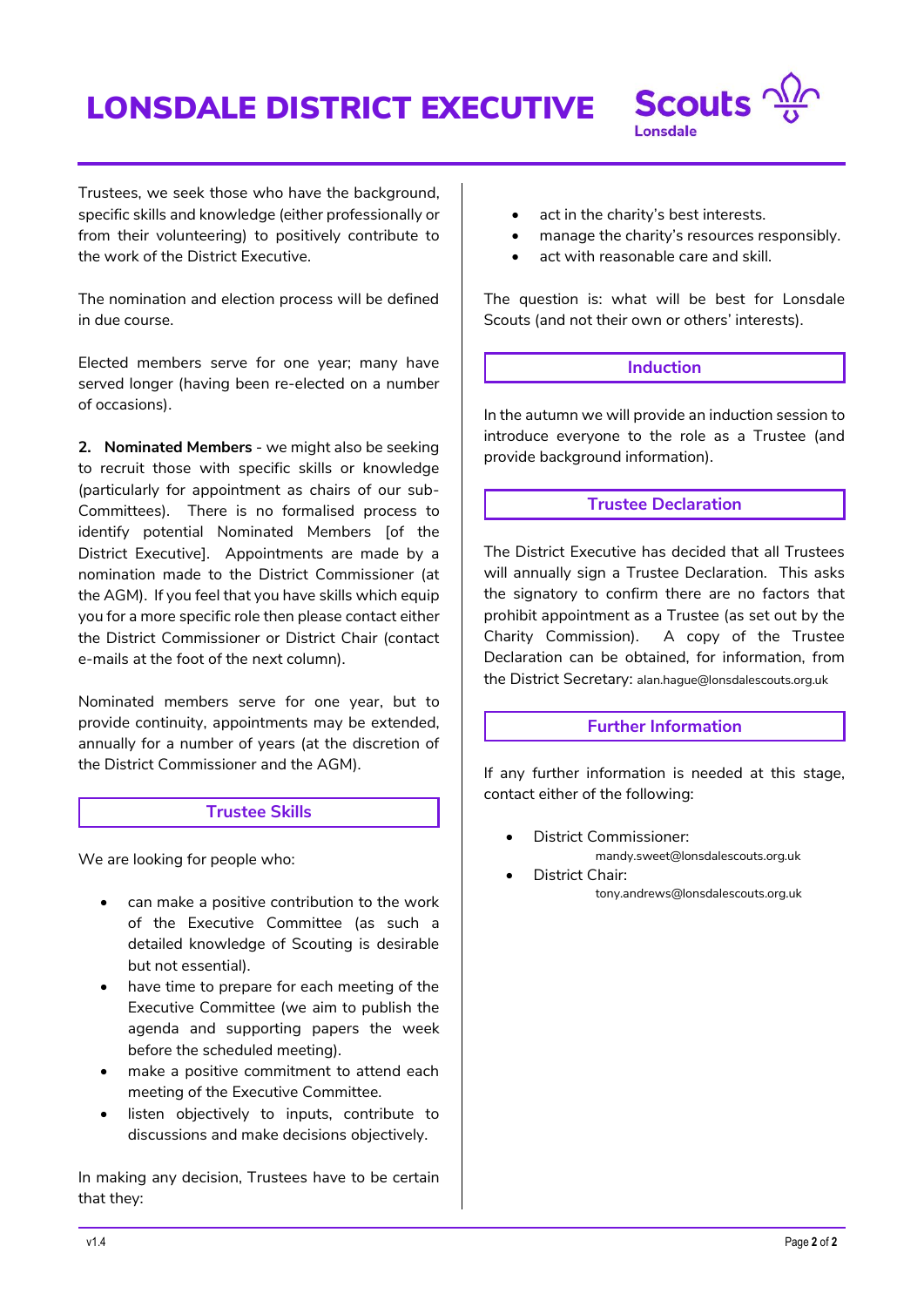# LONSDALE DISTRICT EXECUTIVE

Trustees, we seek those who have the background, specific skills and knowledge (either professionally or from their volunteering) to positively contribute to the work of the District Executive.

The nomination and election process will be defined in due course.

Elected members serve for one year; many have served longer (having been re-elected on a number of occasions).

**2. Nominated Members** - we might also be seeking to recruit those with specific skills or knowledge (particularly for appointment as chairs of our sub-Committees). There is no formalised process to identify potential Nominated Members [of the District Executive]. Appointments are made by a nomination made to the District Commissioner (at the AGM). If you feel that you have skills which equip you for a more specific role then please contact either the District Commissioner or District Chair (contact e-mails at the foot of the next column).

Nominated members serve for one year, but to provide continuity, appointments may be extended, annually for a number of years (at the discretion of the District Commissioner and the AGM).

## Trustee Skills

We are looking for people who:

- can make a positive contribution to the work of the Executive Committee (as such a detailed knowledge of Scouting is desirable but not essential).
- have time to prepare for each meeting of the Executive Committee (we aim to publish the agenda and supporting papers the week before the scheduled meeting).
- make a positive commitment to attend each meeting of the Executive Committee.
- listen objectively to inputs, contribute to discussions and make decisions objectively.

In making any decision, Trustees have to be certain that they:

- act in the charity's best interests.
- manage the charity's resources responsibly.
- act with reasonable care and skill.

The question is: what will be best for Lonsdale Scouts (and not their own or others' interests).

## Induction

In the autumn we will provide an induction session to introduce everyone to the role as a Trustee (and provide background information).

## Trustee Declaration

The District Executive has decided that all Trustees will annually sign a Trustee Declaration. This asks the signatory to confirm there are no factors that prohibit appointment as a Trustee (as set out by the Charity Commission). A copy of the Trustee Declaration can be obtained, for information, from the District Secretary: alan.hague@lonsdalescouts.org.uk

## Further Information

If any further information is needed at this stage, contact either of the following:

- District Commissioner:
  mandy.sweet@lonsdalescouts.org.uk
- District Chair:
  tony.andrews@lonsdalescouts.org.uk